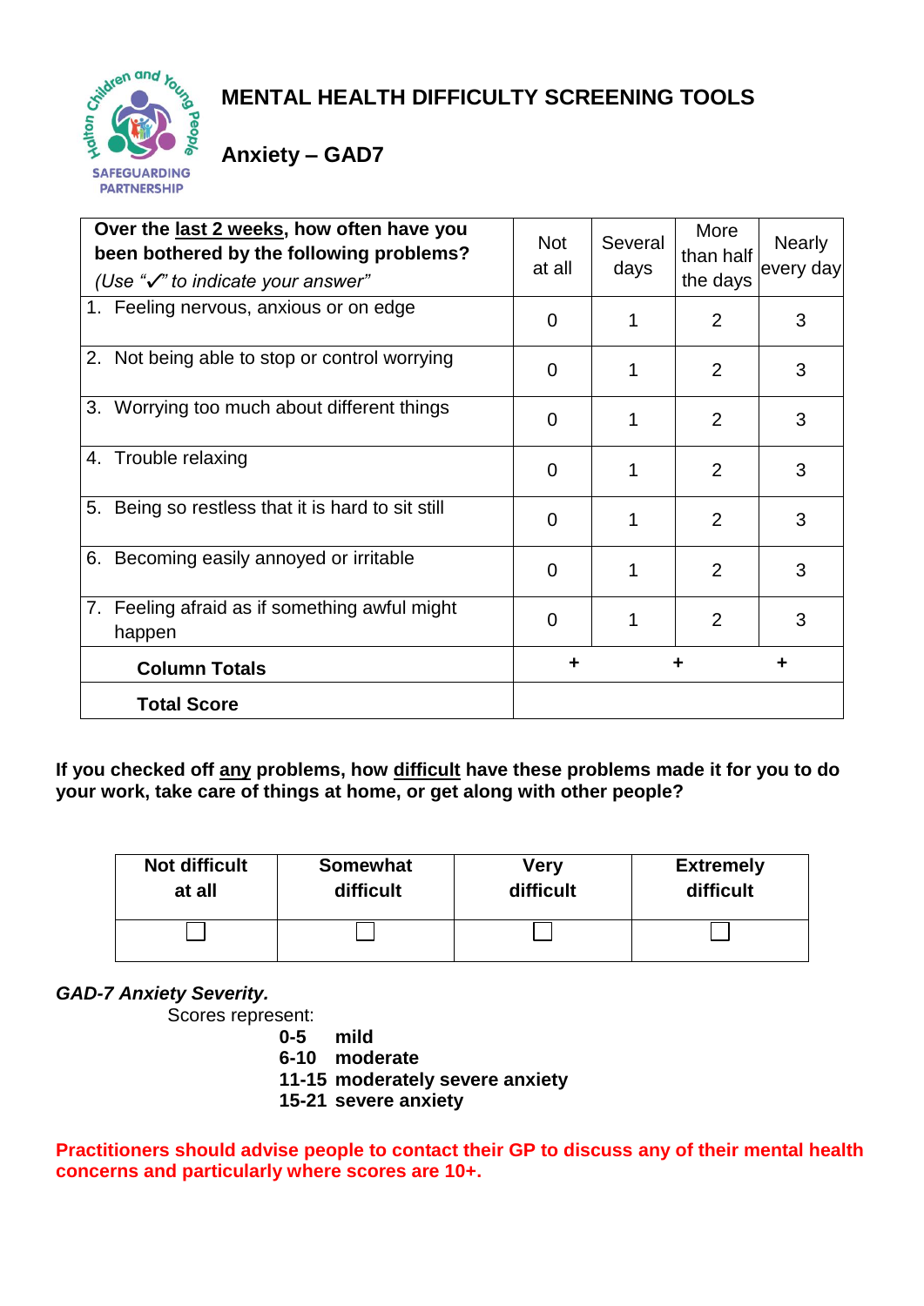# MENTAL HEALTH DIFFICULTY SCREENING TOOLS

## Anxiety – GAD7

| **Over the last 2 weeks, how often have you been bothered by the following problems?** *(Use "✓" to indicate your answer"* | Not at all | Several days | More than half the days | Nearly every day |
|---|---|---|---|---|
| 1. Feeling nervous, anxious or on edge | 0 | 1 | 2 | 3 |
| 2. Not being able to stop or control worrying | 0 | 1 | 2 | 3 |
| 3. Worrying too much about different things | 0 | 1 | 2 | 3 |
| 4. Trouble relaxing | 0 | 1 | 2 | 3 |
| 5. Being so restless that it is hard to sit still | 0 | 1 | 2 | 3 |
| 6. Becoming easily annoyed or irritable | 0 | 1 | 2 | 3 |
| 7. Feeling afraid as if something awful might happen | 0 | 1 | 2 | 3 |
| **Column Totals** | + | + | + | |
| **Total Score** | | | | |

**If you checked off any problems, how difficult have these problems made it for you to do your work, take care of things at home, or get along with other people?**

| Not difficult at all | Somewhat difficult | Very difficult | Extremely difficult |
|---|---|---|---|
| ☐ | ☐ | ☐ | ☐ |

***GAD-7 Anxiety Severity.***

Scores represent:

**0-5 mild**
**6-10 moderate**
**11-15 moderately severe anxiety**
**15-21 severe anxiety**

**Practitioners should advise people to contact their GP to discuss any of their mental health concerns and particularly where scores are 10+.**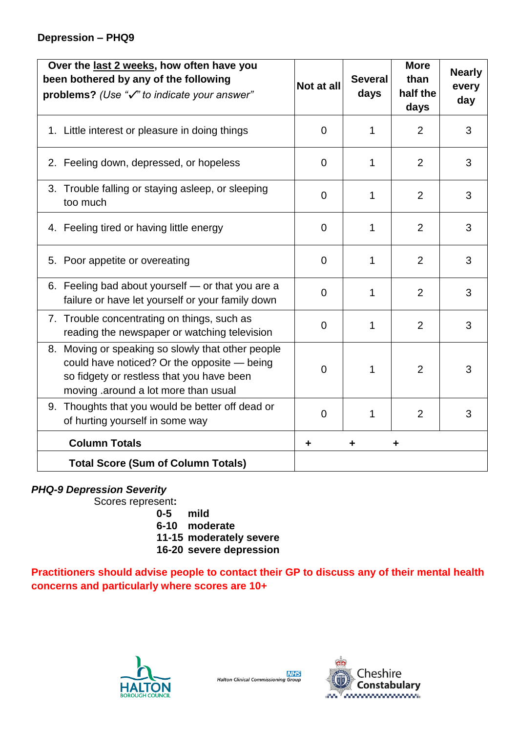**Depression – PHQ9**

| Over the <u>last 2 weeks</u>, how often have you been bothered by any of the following problems? *(Use "✓" to indicate your answer")* | Not at all | Several days | More than half the days | Nearly every day |
|---|---|---|---|---|
| 1. Little interest or pleasure in doing things | 0 | 1 | 2 | 3 |
| 2. Feeling down, depressed, or hopeless | 0 | 1 | 2 | 3 |
| 3. Trouble falling or staying asleep, or sleeping too much | 0 | 1 | 2 | 3 |
| 4. Feeling tired or having little energy | 0 | 1 | 2 | 3 |
| 5. Poor appetite or overeating | 0 | 1 | 2 | 3 |
| 6. Feeling bad about yourself — or that you are a failure or have let yourself or your family down | 0 | 1 | 2 | 3 |
| 7. Trouble concentrating on things, such as reading the newspaper or watching television | 0 | 1 | 2 | 3 |
| 8. Moving or speaking so slowly that other people could have noticed? Or the opposite — being so fidgety or restless that you have been moving .around a lot more than usual | 0 | 1 | 2 | 3 |
| 9. Thoughts that you would be better off dead or of hurting yourself in some way | 0 | 1 | 2 | 3 |
| **Column Totals** | **+** | **+** | **+** | |
| **Total Score (Sum of Column Totals)** | | | | |

***PHQ-9 Depression Severity***

Scores represent**:**

**0-5 mild**
**6-10 moderate**
**11-15 moderately severe**
**16-20 severe depression**

**Practitioners should advise people to contact their GP to discuss any of their mental health concerns and particularly where scores are 10+**

HALTON BOROUGH COUNCIL

NHS Halton Clinical Commissioning Group

Cheshire Constabulary